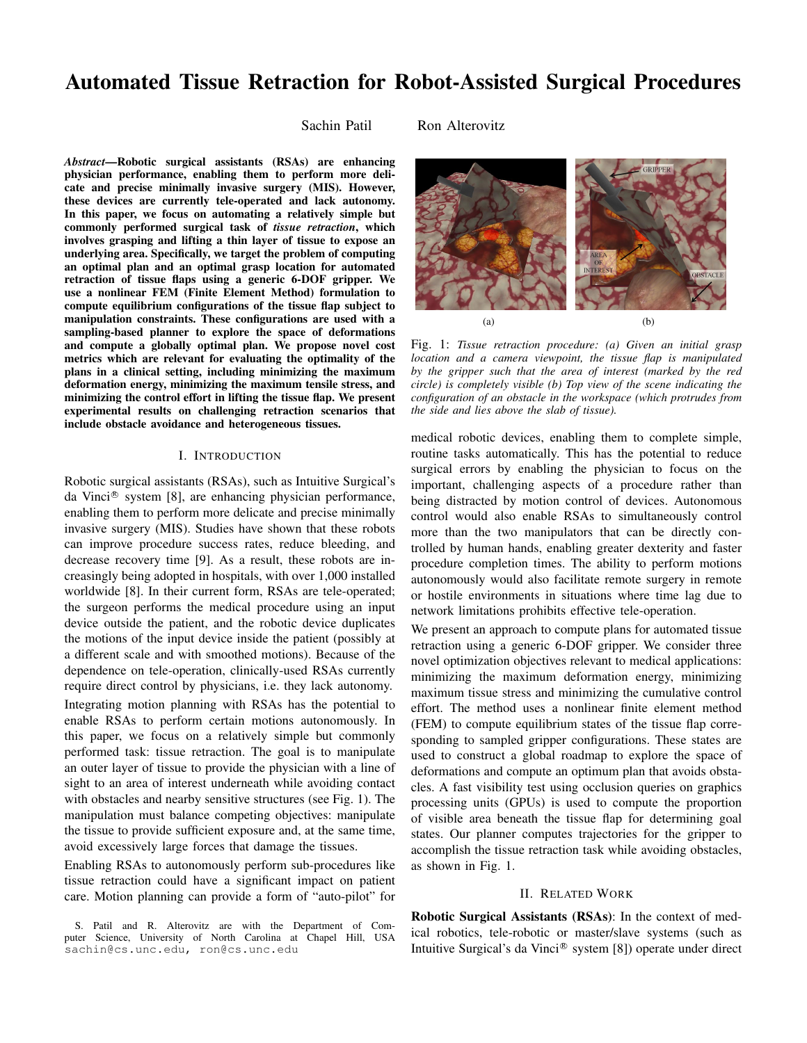# Automated Tissue Retraction for Robot-Assisted Surgical Procedures

Sachin Patil  Ron Alterovitz

***Abstract*—Robotic surgical assistants (RSAs) are enhancing physician performance, enabling them to perform more delicate and precise minimally invasive surgery (MIS). However, these devices are currently tele-operated and lack autonomy. In this paper, we focus on automating a relatively simple but commonly performed surgical task of *tissue retraction*, which involves grasping and lifting a thin layer of tissue to expose an underlying area. Specifically, we target the problem of computing an optimal plan and an optimal grasp location for automated retraction of tissue flaps using a generic 6-DOF gripper. We use a nonlinear FEM (Finite Element Method) formulation to compute equilibrium configurations of the tissue flap subject to manipulation constraints. These configurations are used with a sampling-based planner to explore the space of deformations and compute a globally optimal plan. We propose novel cost metrics which are relevant for evaluating the optimality of the plans in a clinical setting, including minimizing the maximum deformation energy, minimizing the maximum tensile stress, and minimizing the control effort in lifting the tissue flap. We present experimental results on challenging retraction scenarios that include obstacle avoidance and heterogeneous tissues.**

Fig. 1: *Tissue retraction procedure: (a) Given an initial grasp location and a camera viewpoint, the tissue flap is manipulated by the gripper such that the area of interest (marked by the red circle) is completely visible (b) Top view of the scene indicating the configuration of an obstacle in the workspace (which protrudes from the side and lies above the slab of tissue).*

## I. Introduction

Robotic surgical assistants (RSAs), such as Intuitive Surgical's da Vinci® system [8], are enhancing physician performance, enabling them to perform more delicate and precise minimally invasive surgery (MIS). Studies have shown that these robots can improve procedure success rates, reduce bleeding, and decrease recovery time [9]. As a result, these robots are increasingly being adopted in hospitals, with over 1,000 installed worldwide [8]. In their current form, RSAs are tele-operated; the surgeon performs the medical procedure using an input device outside the patient, and the robotic device duplicates the motions of the input device inside the patient (possibly at a different scale and with smoothed motions). Because of the dependence on tele-operation, clinically-used RSAs currently require direct control by physicians, i.e. they lack autonomy.

Integrating motion planning with RSAs has the potential to enable RSAs to perform certain motions autonomously. In this paper, we focus on a relatively simple but commonly performed task: tissue retraction. The goal is to manipulate an outer layer of tissue to provide the physician with a line of sight to an area of interest underneath while avoiding contact with obstacles and nearby sensitive structures (see Fig. 1). The manipulation must balance competing objectives: manipulate the tissue to provide sufficient exposure and, at the same time, avoid excessively large forces that damage the tissues.

Enabling RSAs to autonomously perform sub-procedures like tissue retraction could have a significant impact on patient care. Motion planning can provide a form of "auto-pilot" for medical robotic devices, enabling them to complete simple, routine tasks automatically. This has the potential to reduce surgical errors by enabling the physician to focus on the important, challenging aspects of a procedure rather than being distracted by motion control of devices. Autonomous control would also enable RSAs to simultaneously control more than the two manipulators that can be directly controlled by human hands, enabling greater dexterity and faster procedure completion times. The ability to perform motions autonomously would also facilitate remote surgery in remote or hostile environments in situations where time lag due to network limitations prohibits effective tele-operation.

We present an approach to compute plans for automated tissue retraction using a generic 6-DOF gripper. We consider three novel optimization objectives relevant to medical applications: minimizing the maximum deformation energy, minimizing maximum tissue stress and minimizing the cumulative control effort. The method uses a nonlinear finite element method (FEM) to compute equilibrium states of the tissue flap corresponding to sampled gripper configurations. These states are used to construct a global roadmap to explore the space of deformations and compute an optimum plan that avoids obstacles. A fast visibility test using occlusion queries on graphics processing units (GPUs) is used to compute the proportion of visible area beneath the tissue flap for determining goal states. Our planner computes trajectories for the gripper to accomplish the tissue retraction task while avoiding obstacles, as shown in Fig. 1.

## II. Related Work

**Robotic Surgical Assistants (RSAs)**: In the context of medical robotics, tele-robotic or master/slave systems (such as Intuitive Surgical's da Vinci® system [8]) operate under direct

S. Patil and R. Alterovitz are with the Department of Computer Science, University of North Carolina at Chapel Hill, USA sachin@cs.unc.edu, ron@cs.unc.edu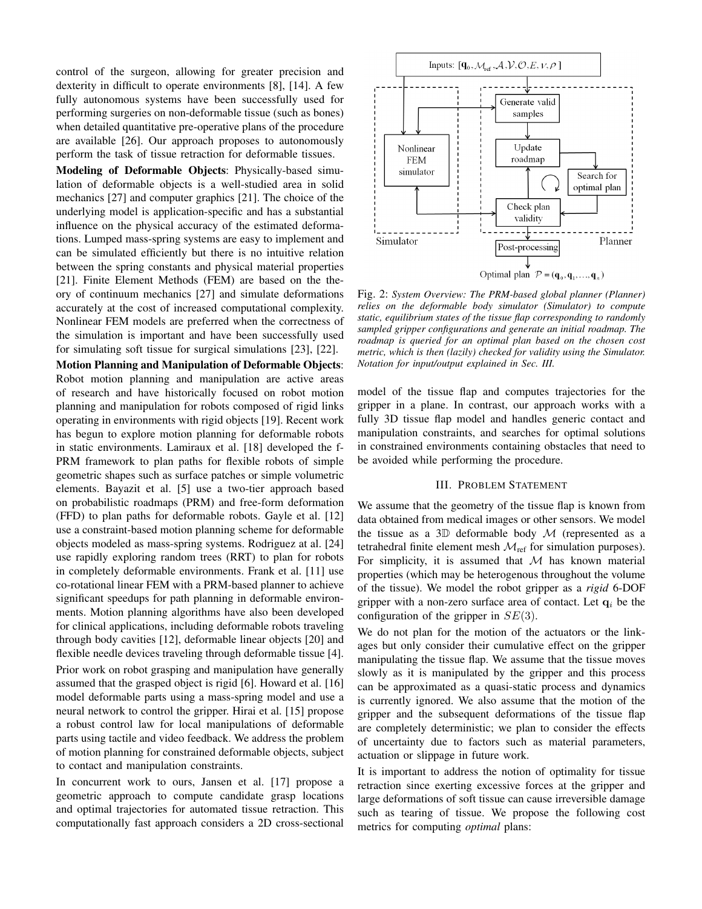control of the surgeon, allowing for greater precision and dexterity in difficult to operate environments [8], [14]. A few fully autonomous systems have been successfully used for performing surgeries on non-deformable tissue (such as bones) when detailed quantitative pre-operative plans of the procedure are available [26]. Our approach proposes to autonomously perform the task of tissue retraction for deformable tissues.

**Modeling of Deformable Objects**: Physically-based simulation of deformable objects is a well-studied area in solid mechanics [27] and computer graphics [21]. The choice of the underlying model is application-specific and has a substantial influence on the physical accuracy of the estimated deformations. Lumped mass-spring systems are easy to implement and can be simulated efficiently but there is no intuitive relation between the spring constants and physical material properties [21]. Finite Element Methods (FEM) are based on the theory of continuum mechanics [27] and simulate deformations accurately at the cost of increased computational complexity. Nonlinear FEM models are preferred when the correctness of the simulation is important and have been successfully used for simulating soft tissue for surgical simulations [23], [22].

**Motion Planning and Manipulation of Deformable Objects**: Robot motion planning and manipulation are active areas of research and have historically focused on robot motion planning and manipulation for robots composed of rigid links operating in environments with rigid objects [19]. Recent work has begun to explore motion planning for deformable robots in static environments. Lamiraux et al. [18] developed the f-PRM framework to plan paths for flexible robots of simple geometric shapes such as surface patches or simple volumetric elements. Bayazit et al. [5] use a two-tier approach based on probabilistic roadmaps (PRM) and free-form deformation (FFD) to plan paths for deformable robots. Gayle et al. [12] use a constraint-based motion planning scheme for deformable objects modeled as mass-spring systems. Rodriguez at al. [24] use rapidly exploring random trees (RRT) to plan for robots in completely deformable environments. Frank et al. [11] use co-rotational linear FEM with a PRM-based planner to achieve significant speedups for path planning in deformable environments. Motion planning algorithms have also been developed for clinical applications, including deformable robots traveling through body cavities [12], deformable linear objects [20] and flexible needle devices traveling through deformable tissue [4].

Prior work on robot grasping and manipulation have generally assumed that the grasped object is rigid [6]. Howard et al. [16] model deformable parts using a mass-spring model and use a neural network to control the gripper. Hirai et al. [15] propose a robust control law for local manipulations of deformable parts using tactile and video feedback. We address the problem of motion planning for constrained deformable objects, subject to contact and manipulation constraints.

In concurrent work to ours, Jansen et al. [17] propose a geometric approach to compute candidate grasp locations and optimal trajectories for automated tissue retraction. This computationally fast approach considers a 2D cross-sectional model of the tissue flap and computes trajectories for the gripper in a plane. In contrast, our approach works with a fully 3D tissue flap model and handles generic contact and manipulation constraints, and searches for optimal solutions in constrained environments containing obstacles that need to be avoided while performing the procedure.

Fig. 2: *System Overview: The PRM-based global planner (Planner) relies on the deformable body simulator (Simulator) to compute static, equilibrium states of the tissue flap corresponding to randomly sampled gripper configurations and generate an initial roadmap. The roadmap is queried for an optimal plan based on the chosen cost metric, which is then (lazily) checked for validity using the Simulator. Notation for input/output explained in Sec. III.*

## III. Problem Statement

We assume that the geometry of the tissue flap is known from data obtained from medical images or other sensors. We model the tissue as a $3\mathbb{D}$ deformable body $\mathcal{M}$ (represented as a tetrahedral finite element mesh $\mathcal{M}_{\text{ref}}$ for simulation purposes). For simplicity, it is assumed that $\mathcal{M}$ has known material properties (which may be heterogenous throughout the volume of the tissue). We model the robot gripper as a *rigid* 6-DOF gripper with a non-zero surface area of contact. Let $\mathbf{q}_i$ be the configuration of the gripper in $SE(3)$.

We do not plan for the motion of the actuators or the linkages but only consider their cumulative effect on the gripper manipulating the tissue flap. We assume that the tissue moves slowly as it is manipulated by the gripper and this process can be approximated as a quasi-static process and dynamics is currently ignored. We also assume that the motion of the gripper and the subsequent deformations of the tissue flap are completely deterministic; we plan to consider the effects of uncertainty due to factors such as material parameters, actuation or slippage in future work.

It is important to address the notion of optimality for tissue retraction since exerting excessive forces at the gripper and large deformations of soft tissue can cause irreversible damage such as tearing of tissue. We propose the following cost metrics for computing *optimal* plans: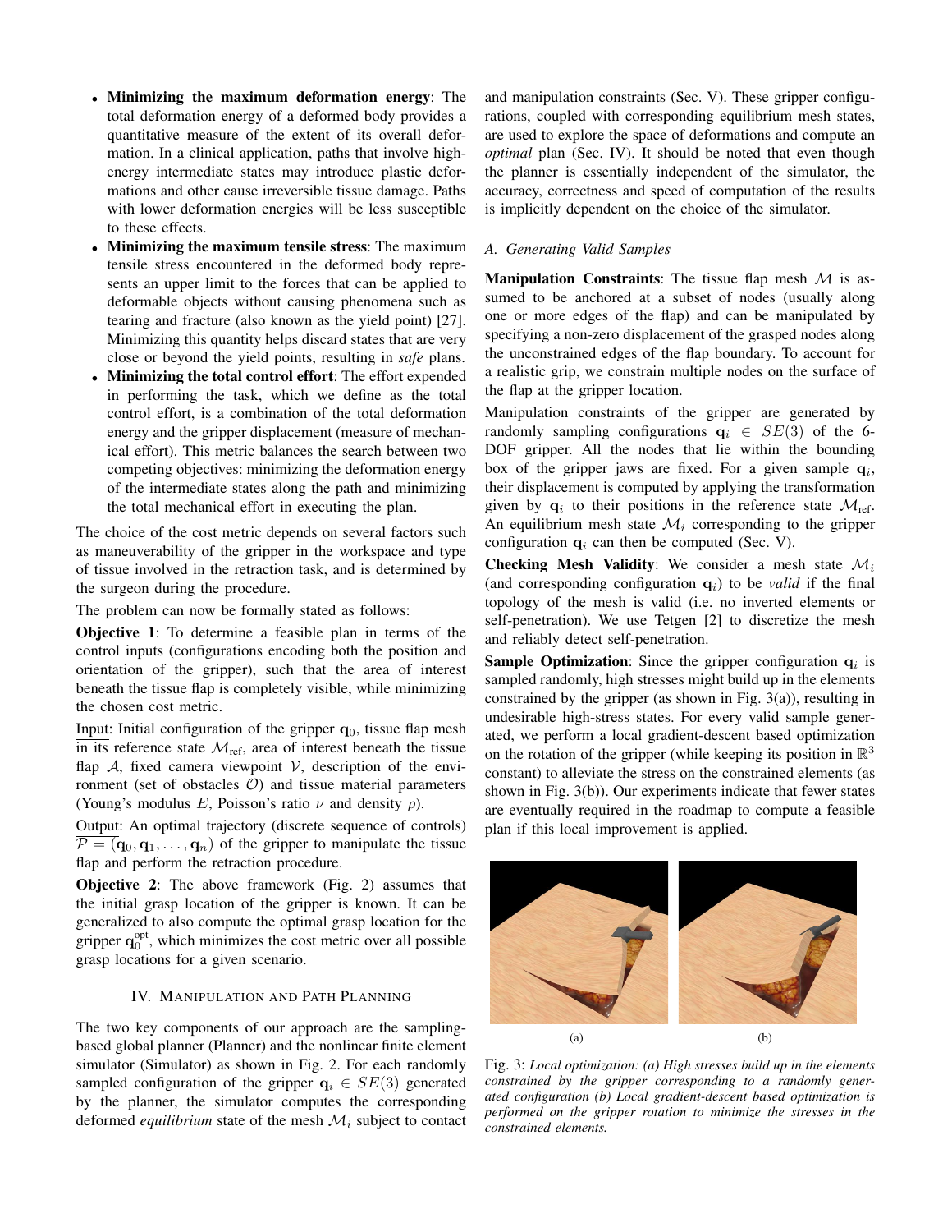- **Minimizing the maximum deformation energy**: The total deformation energy of a deformed body provides a quantitative measure of the extent of its overall deformation. In a clinical application, paths that involve high-energy intermediate states may introduce plastic deformations and other cause irreversible tissue damage. Paths with lower deformation energies will be less susceptible to these effects.
- **Minimizing the maximum tensile stress**: The maximum tensile stress encountered in the deformed body represents an upper limit to the forces that can be applied to deformable objects without causing phenomena such as tearing and fracture (also known as the yield point) [27]. Minimizing this quantity helps discard states that are very close or beyond the yield points, resulting in *safe* plans.
- **Minimizing the total control effort**: The effort expended in performing the task, which we define as the total control effort, is a combination of the total deformation energy and the gripper displacement (measure of mechanical effort). This metric balances the search between two competing objectives: minimizing the deformation energy of the intermediate states along the path and minimizing the total mechanical effort in executing the plan.

The choice of the cost metric depends on several factors such as maneuverability of the gripper in the workspace and type of tissue involved in the retraction task, and is determined by the surgeon during the procedure.

The problem can now be formally stated as follows:

**Objective 1**: To determine a feasible plan in terms of the control inputs (configurations encoding both the position and orientation of the gripper), such that the area of interest beneath the tissue flap is completely visible, while minimizing the chosen cost metric.

Input: Initial configuration of the gripper $\mathbf{q}_0$, tissue flap mesh in its reference state $\mathcal{M}_{\text{ref}}$, area of interest beneath the tissue flap $\mathcal{A}$, fixed camera viewpoint $\mathcal{V}$, description of the environment (set of obstacles $\mathcal{O}$) and tissue material parameters (Young's modulus $E$, Poisson's ratio $\nu$ and density $\rho$).

Output: An optimal trajectory (discrete sequence of controls) $\mathcal{P} = (\mathbf{q}_0, \mathbf{q}_1, \ldots, \mathbf{q}_n)$ of the gripper to manipulate the tissue flap and perform the retraction procedure.

**Objective 2**: The above framework (Fig. 2) assumes that the initial grasp location of the gripper is known. It can be generalized to also compute the optimal grasp location for the gripper $\mathbf{q}_0^{\text{opt}}$, which minimizes the cost metric over all possible grasp locations for a given scenario.

## IV. Manipulation and Path Planning

The two key components of our approach are the sampling-based global planner (Planner) and the nonlinear finite element simulator (Simulator) as shown in Fig. 2. For each randomly sampled configuration of the gripper $\mathbf{q}_i \in SE(3)$ generated by the planner, the simulator computes the corresponding deformed *equilibrium* state of the mesh $\mathcal{M}_i$ subject to contact and manipulation constraints (Sec. V). These gripper configurations, coupled with corresponding equilibrium mesh states, are used to explore the space of deformations and compute an *optimal* plan (Sec. IV). It should be noted that even though the planner is essentially independent of the simulator, the accuracy, correctness and speed of computation of the results is implicitly dependent on the choice of the simulator.

### A. Generating Valid Samples

**Manipulation Constraints**: The tissue flap mesh $\mathcal{M}$ is assumed to be anchored at a subset of nodes (usually along one or more edges of the flap) and can be manipulated by specifying a non-zero displacement of the grasped nodes along the unconstrained edges of the flap boundary. To account for a realistic grip, we constrain multiple nodes on the surface of the flap at the gripper location.

Manipulation constraints of the gripper are generated by randomly sampling configurations $\mathbf{q}_i \in SE(3)$ of the 6-DOF gripper. All the nodes that lie within the bounding box of the gripper jaws are fixed. For a given sample $\mathbf{q}_i$, their displacement is computed by applying the transformation given by $\mathbf{q}_i$ to their positions in the reference state $\mathcal{M}_{\text{ref}}$. An equilibrium mesh state $\mathcal{M}_i$ corresponding to the gripper configuration $\mathbf{q}_i$ can then be computed (Sec. V).

**Checking Mesh Validity**: We consider a mesh state $\mathcal{M}_i$ (and corresponding configuration $\mathbf{q}_i$) to be *valid* if the final topology of the mesh is valid (i.e. no inverted elements or self-penetration). We use Tetgen [2] to discretize the mesh and reliably detect self-penetration.

**Sample Optimization**: Since the gripper configuration $\mathbf{q}_i$ is sampled randomly, high stresses might build up in the elements constrained by the gripper (as shown in Fig. 3(a)), resulting in undesirable high-stress states. For every valid sample generated, we perform a local gradient-descent based optimization on the rotation of the gripper (while keeping its position in $\mathbb{R}^3$ constant) to alleviate the stress on the constrained elements (as shown in Fig. 3(b)). Our experiments indicate that fewer states are eventually required in the roadmap to compute a feasible plan if this local improvement is applied.

(a) (b)

Fig. 3: *Local optimization: (a) High stresses build up in the elements constrained by the gripper corresponding to a randomly generated configuration (b) Local gradient-descent based optimization is performed on the gripper rotation to minimize the stresses in the constrained elements.*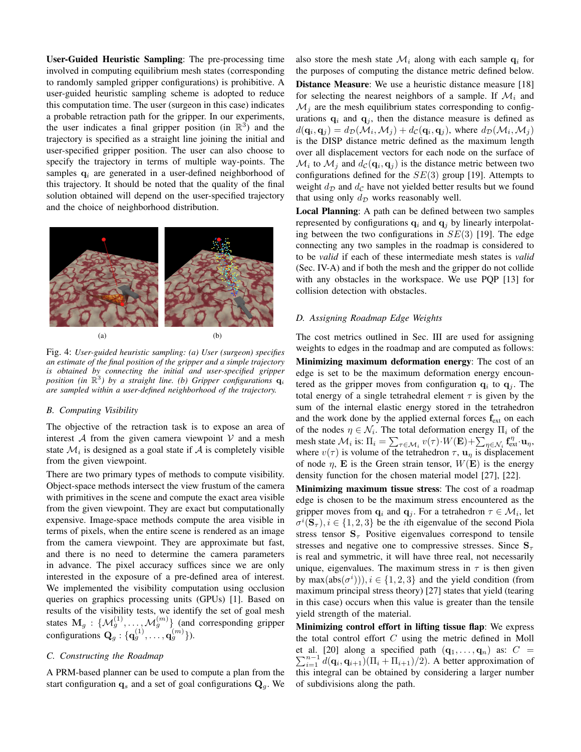**User-Guided Heuristic Sampling**: The pre-processing time involved in computing equilibrium mesh states (corresponding to randomly sampled gripper configurations) is prohibitive. A user-guided heuristic sampling scheme is adopted to reduce this computation time. The user (surgeon in this case) indicates a probable retraction path for the gripper. In our experiments, the user indicates a final gripper position (in $\mathbb{R}^3$) and the trajectory is specified as a straight line joining the initial and user-specified gripper position. The user can also choose to specify the trajectory in terms of multiple way-points. The samples $\mathbf{q}_i$ are generated in a user-defined neighborhood of this trajectory. It should be noted that the quality of the final solution obtained will depend on the user-specified trajectory and the choice of neighborhood distribution.

(a) (b)

Fig. 4: *User-guided heuristic sampling: (a) User (surgeon) specifies an estimate of the final position of the gripper and a simple trajectory is obtained by connecting the initial and user-specified gripper position (in $\mathbb{R}^3$) by a straight line. (b) Gripper configurations $\mathbf{q}_i$ are sampled within a user-defined neighborhood of the trajectory.*

### B. Computing Visibility

The objective of the retraction task is to expose an area of interest $\mathcal{A}$ from the given camera viewpoint $\mathcal{V}$ and a mesh state $\mathcal{M}_i$ is designed as a goal state if $\mathcal{A}$ is completely visible from the given viewpoint.

There are two primary types of methods to compute visibility. Object-space methods intersect the view frustum of the camera with primitives in the scene and compute the exact area visible from the given viewpoint. They are exact but computationally expensive. Image-space methods compute the area visible in terms of pixels, when the entire scene is rendered as an image from the camera viewpoint. They are approximate but fast, and there is no need to determine the camera parameters in advance. The pixel accuracy suffices since we are only interested in the exposure of a pre-defined area of interest. We implemented the visibility computation using occlusion queries on graphics processing units (GPUs) [1]. Based on results of the visibility tests, we identify the set of goal mesh states $\mathbf{M}_g : \{\mathcal{M}_g^{(1)}, \ldots, \mathcal{M}_g^{(m)}\}$ (and corresponding gripper configurations $\mathbf{Q}_g : \{\mathbf{q}_g^{(1)}, \ldots, \mathbf{q}_g^{(m)}\}$).

### C. Constructing the Roadmap

A PRM-based planner can be used to compute a plan from the start configuration $\mathbf{q}_s$ and a set of goal configurations $\mathbf{Q}_g$. We also store the mesh state $\mathcal{M}_i$ along with each sample $\mathbf{q}_i$ for the purposes of computing the distance metric defined below.

**Distance Measure**: We use a heuristic distance measure [18] for selecting the nearest neighbors of a sample. If $\mathcal{M}_i$ and $\mathcal{M}_j$ are the mesh equilibrium states corresponding to configurations $\mathbf{q}_i$ and $\mathbf{q}_j$, then the distance measure is defined as $d(\mathbf{q}_i, \mathbf{q}_j) = d_{\mathcal{D}}(\mathcal{M}_i, \mathcal{M}_j) + d_{\mathcal{C}}(\mathbf{q}_i, \mathbf{q}_j)$, where $d_{\mathcal{D}}(\mathcal{M}_i, \mathcal{M}_j)$ is the DISP distance metric defined as the maximum length over all displacement vectors for each node on the surface of $\mathcal{M}_i$ to $\mathcal{M}_j$ and $d_{\mathcal{C}}(\mathbf{q}_i, \mathbf{q}_j)$ is the distance metric between two configurations defined for the $SE(3)$ group [19]. Attempts to weight $d_{\mathcal{D}}$ and $d_{\mathcal{C}}$ have not yielded better results but we found that using only $d_{\mathcal{D}}$ works reasonably well.

**Local Planning**: A path can be defined between two samples represented by configurations $\mathbf{q}_i$ and $\mathbf{q}_j$ by linearly interpolating between the two configurations in $SE(3)$ [19]. The edge connecting any two samples in the roadmap is considered to to be *valid* if each of these intermediate mesh states is *valid* (Sec. IV-A) and if both the mesh and the gripper do not collide with any obstacles in the workspace. We use PQP [13] for collision detection with obstacles.

### D. Assigning Roadmap Edge Weights

The cost metrics outlined in Sec. III are used for assigning weights to edges in the roadmap and are computed as follows:

**Minimizing maximum deformation energy**: The cost of an edge is set to be the maximum deformation energy encountered as the gripper moves from configuration $\mathbf{q}_i$ to $\mathbf{q}_j$. The total energy of a single tetrahedral element $\tau$ is given by the sum of the internal elastic energy stored in the tetrahedron and the work done by the applied external forces $\mathbf{f}_{\text{ext}}$ on each of the nodes $\eta \in \mathcal{N}_i$. The total deformation energy $\Pi_i$ of the mesh state $\mathcal{M}_i$ is: $\Pi_i = \sum_{\tau \in \mathcal{M}_i} v(\tau) \cdot W(\mathbf{E}) + \sum_{\eta \in \mathcal{N}_i} \mathbf{f}_{\text{ext}}^{\eta} \cdot \mathbf{u}_{\eta}$, where $v(\tau)$ is volume of the tetrahedron $\tau$, $\mathbf{u}_{\eta}$ is displacement of node $\eta$, $\mathbf{E}$ is the Green strain tensor, $W(\mathbf{E})$ is the energy density function for the chosen material model [27], [22].

**Minimizing maximum tissue stress**: The cost of a roadmap edge is chosen to be the maximum stress encountered as the gripper moves from $\mathbf{q}_i$ and $\mathbf{q}_j$. For a tetrahedron $\tau \in \mathcal{M}_i$, let $\sigma^i(\mathbf{S}_{\tau}), i \in \{1, 2, 3\}$ be the $i$th eigenvalue of the second Piola stress tensor $\mathbf{S}_{\tau}$ Positive eigenvalues correspond to tensile stresses and negative one to compressive stresses. Since $\mathbf{S}_{\tau}$ is real and symmetric, it will have three real, not necessarily unique, eigenvalues. The maximum stress in $\tau$ is then given by $\max(\text{abs}(\sigma^i))), i \in \{1, 2, 3\}$ and the yield condition (from maximum principal stress theory) [27] states that yield (tearing in this case) occurs when this value is greater than the tensile yield strength of the material.

**Minimizing control effort in lifting tissue flap**: We express the total control effort $C$ using the metric defined in Moll et al. [20] along a specified path $(\mathbf{q}_1, \ldots, \mathbf{q}_n)$ as: $C = \sum_{i=1}^{n-1} d(\mathbf{q}_i, \mathbf{q}_{i+1})(\Pi_i + \Pi_{i+1})/2)$. A better approximation of this integral can be obtained by considering a larger number of subdivisions along the path.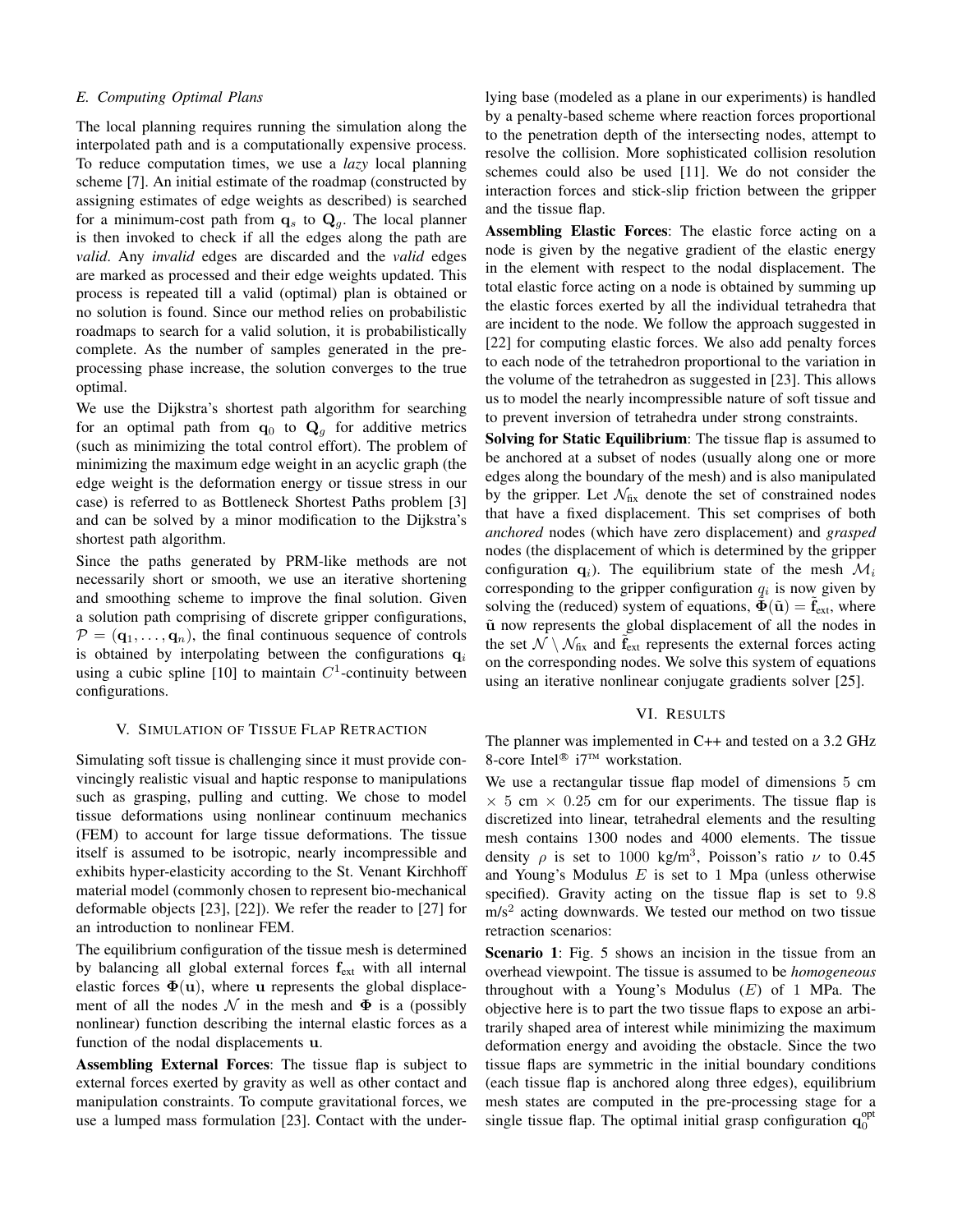### E. Computing Optimal Plans

The local planning requires running the simulation along the interpolated path and is a computationally expensive process. To reduce computation times, we use a *lazy* local planning scheme [7]. An initial estimate of the roadmap (constructed by assigning estimates of edge weights as described) is searched for a minimum-cost path from $\mathbf{q}_s$ to $\mathbf{Q}_g$. The local planner is then invoked to check if all the edges along the path are *valid*. Any *invalid* edges are discarded and the *valid* edges are marked as processed and their edge weights updated. This process is repeated till a valid (optimal) plan is obtained or no solution is found. Since our method relies on probabilistic roadmaps to search for a valid solution, it is probabilistically complete. As the number of samples generated in the pre-processing phase increase, the solution converges to the true optimal.

We use the Dijkstra's shortest path algorithm for searching for an optimal path from $\mathbf{q}_0$ to $\mathbf{Q}_g$ for additive metrics (such as minimizing the total control effort). The problem of minimizing the maximum edge weight in an acyclic graph (the edge weight is the deformation energy or tissue stress in our case) is referred to as Bottleneck Shortest Paths problem [3] and can be solved by a minor modification to the Dijkstra's shortest path algorithm.

Since the paths generated by PRM-like methods are not necessarily short or smooth, we use an iterative shortening and smoothing scheme to improve the final solution. Given a solution path comprising of discrete gripper configurations, $\mathcal{P} = (\mathbf{q}_1, \ldots, \mathbf{q}_n)$, the final continuous sequence of controls is obtained by interpolating between the configurations $\mathbf{q}_i$ using a cubic spline [10] to maintain $C^1$-continuity between configurations.

## V. Simulation of Tissue Flap Retraction

Simulating soft tissue is challenging since it must provide convincingly realistic visual and haptic response to manipulations such as grasping, pulling and cutting. We chose to model tissue deformations using nonlinear continuum mechanics (FEM) to account for large tissue deformations. The tissue itself is assumed to be isotropic, nearly incompressible and exhibits hyper-elasticity according to the St. Venant Kirchhoff material model (commonly chosen to represent bio-mechanical deformable objects [23], [22]). We refer the reader to [27] for an introduction to nonlinear FEM.

The equilibrium configuration of the tissue mesh is determined by balancing all global external forces $\mathbf{f}_{\text{ext}}$ with all internal elastic forces $\mathbf{\Phi}(\mathbf{u})$, where $\mathbf{u}$ represents the global displacement of all the nodes $\mathcal{N}$ in the mesh and $\mathbf{\Phi}$ is a (possibly nonlinear) function describing the internal elastic forces as a function of the nodal displacements $\mathbf{u}$.

**Assembling External Forces**: The tissue flap is subject to external forces exerted by gravity as well as other contact and manipulation constraints. To compute gravitational forces, we use a lumped mass formulation [23]. Contact with the underlying base (modeled as a plane in our experiments) is handled by a penalty-based scheme where reaction forces proportional to the penetration depth of the intersecting nodes, attempt to resolve the collision. More sophisticated collision resolution schemes could also be used [11]. We do not consider the interaction forces and stick-slip friction between the gripper and the tissue flap.

**Assembling Elastic Forces**: The elastic force acting on a node is given by the negative gradient of the elastic energy in the element with respect to the nodal displacement. The total elastic force acting on a node is obtained by summing up the elastic forces exerted by all the individual tetrahedra that are incident to the node. We follow the approach suggested in [22] for computing elastic forces. We also add penalty forces to each node of the tetrahedron proportional to the variation in the volume of the tetrahedron as suggested in [23]. This allows us to model the nearly incompressible nature of soft tissue and to prevent inversion of tetrahedra under strong constraints.

**Solving for Static Equilibrium**: The tissue flap is assumed to be anchored at a subset of nodes (usually along one or more edges along the boundary of the mesh) and is also manipulated by the gripper. Let $\mathcal{N}_{\text{fix}}$ denote the set of constrained nodes that have a fixed displacement. This set comprises of both *anchored* nodes (which have zero displacement) and *grasped* nodes (the displacement of which is determined by the gripper configuration $\mathbf{q}_i$). The equilibrium state of the mesh $\mathcal{M}_i$ corresponding to the gripper configuration $q_i$ is now given by solving the (reduced) system of equations, $\tilde{\mathbf{\Phi}}(\tilde{\mathbf{u}}) = \tilde{\mathbf{f}}_{\text{ext}}$, where $\tilde{\mathbf{u}}$ now represents the global displacement of all the nodes in the set $\mathcal{N} \setminus \mathcal{N}_{\text{fix}}$ and $\tilde{\mathbf{f}}_{\text{ext}}$ represents the external forces acting on the corresponding nodes. We solve this system of equations using an iterative nonlinear conjugate gradients solver [25].

## VI. Results

The planner was implemented in C++ and tested on a 3.2 GHz 8-core Intel® i7™ workstation.

We use a rectangular tissue flap model of dimensions 5 cm $\times$ 5 cm $\times$ 0.25 cm for our experiments. The tissue flap is discretized into linear, tetrahedral elements and the resulting mesh contains 1300 nodes and 4000 elements. The tissue density $\rho$ is set to 1000 kg/m$^3$, Poisson's ratio $\nu$ to 0.45 and Young's Modulus $E$ is set to 1 Mpa (unless otherwise specified). Gravity acting on the tissue flap is set to 9.8 m/s$^2$ acting downwards. We tested our method on two tissue retraction scenarios:

**Scenario 1**: Fig. 5 shows an incision in the tissue from an overhead viewpoint. The tissue is assumed to be *homogeneous* throughout with a Young's Modulus ($E$) of 1 MPa. The objective here is to part the two tissue flaps to expose an arbitrarily shaped area of interest while minimizing the maximum deformation energy and avoiding the obstacle. Since the two tissue flaps are symmetric in the initial boundary conditions (each tissue flap is anchored along three edges), equilibrium mesh states are computed in the pre-processing stage for a single tissue flap. The optimal initial grasp configuration $\mathbf{q}_0^{\text{opt}}$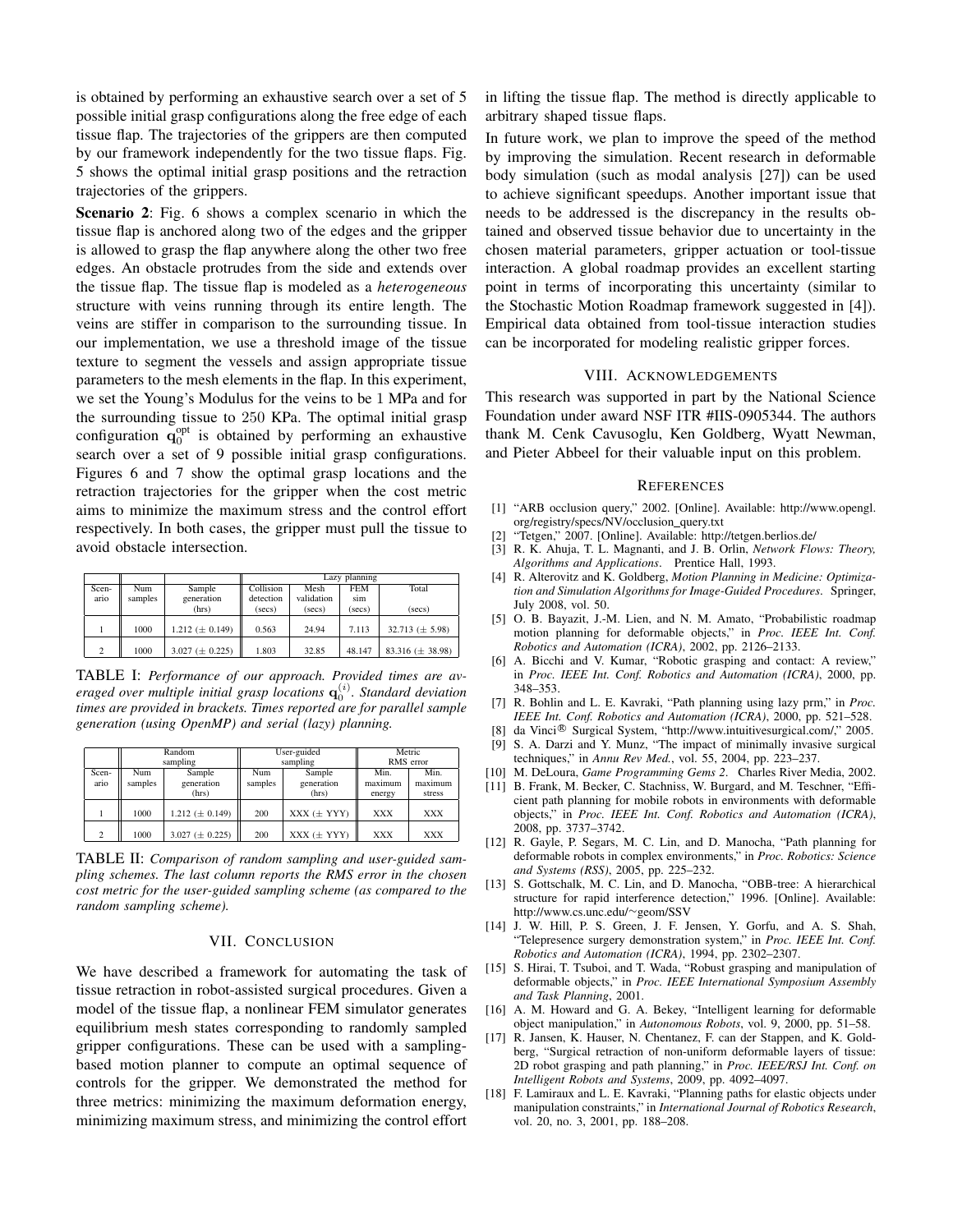is obtained by performing an exhaustive search over a set of 5 possible initial grasp configurations along the free edge of each tissue flap. The trajectories of the grippers are then computed by our framework independently for the two tissue flaps. Fig. 5 shows the optimal initial grasp positions and the retraction trajectories of the grippers.

**Scenario 2**: Fig. 6 shows a complex scenario in which the tissue flap is anchored along two of the edges and the gripper is allowed to grasp the flap anywhere along the other two free edges. An obstacle protrudes from the side and extends over the tissue flap. The tissue flap is modeled as a *heterogeneous* structure with veins running through its entire length. The veins are stiffer in comparison to the surrounding tissue. In our implementation, we use a threshold image of the tissue texture to segment the vessels and assign appropriate tissue parameters to the mesh elements in the flap. In this experiment, we set the Young's Modulus for the veins to be 1 MPa and for the surrounding tissue to 250 KPa. The optimal initial grasp configuration $\mathbf{q}_0^{\text{opt}}$ is obtained by performing an exhaustive search over a set of 9 possible initial grasp configurations. Figures 6 and 7 show the optimal grasp locations and the retraction trajectories for the gripper when the cost metric aims to minimize the maximum stress and the control effort respectively. In both cases, the gripper must pull the tissue to avoid obstacle intersection.

| | | | Lazy planning | | | |
|---|---|---|---|---|---|---|
| Scenario | Num samples | Sample generation (hrs) | Collision detection (secs) | Mesh validation (secs) | FEM sim (secs) | Total (secs) |
| 1 | 1000 | 1.212 (± 0.149) | 0.563 | 24.94 | 7.113 | 32.713 (± 5.98) |
| 2 | 1000 | 3.027 (± 0.225) | 1.803 | 32.85 | 48.147 | 83.316 (± 38.98) |

TABLE I: *Performance of our approach. Provided times are averaged over multiple initial grasp locations $\mathbf{q}_0^{(i)}$. Standard deviation times are provided in brackets. Times reported are for parallel sample generation (using OpenMP) and serial (lazy) planning.*

| | Random sampling | | User-guided sampling | | Metric RMS error | |
|---|---|---|---|---|---|---|
| Scenario | Num samples | Sample generation (hrs) | Num samples | Sample generation (hrs) | Min. maximum energy | Min. maximum stress |
| 1 | 1000 | 1.212 (± 0.149) | 200 | XXX (± YYY) | XXX | XXX |
| 2 | 1000 | 3.027 (± 0.225) | 200 | XXX (± YYY) | XXX | XXX |

TABLE II: *Comparison of random sampling and user-guided sampling schemes. The last column reports the RMS error in the chosen cost metric for the user-guided sampling scheme (as compared to the random sampling scheme).*

## VII. Conclusion

We have described a framework for automating the task of tissue retraction in robot-assisted surgical procedures. Given a model of the tissue flap, a nonlinear FEM simulator generates equilibrium mesh states corresponding to randomly sampled gripper configurations. These can be used with a sampling-based motion planner to compute an optimal sequence of controls for the gripper. We demonstrated the method for three metrics: minimizing the maximum deformation energy, minimizing maximum stress, and minimizing the control effort in lifting the tissue flap. The method is directly applicable to arbitrary shaped tissue flaps.

In future work, we plan to improve the speed of the method by improving the simulation. Recent research in deformable body simulation (such as modal analysis [27]) can be used to achieve significant speedups. Another important issue that needs to be addressed is the discrepancy in the results obtained and observed tissue behavior due to uncertainty in the chosen material parameters, gripper actuation or tool-tissue interaction. A global roadmap provides an excellent starting point in terms of incorporating this uncertainty (similar to the Stochastic Motion Roadmap framework suggested in [4]). Empirical data obtained from tool-tissue interaction studies can be incorporated for modeling realistic gripper forces.

## VIII. Acknowledgements

This research was supported in part by the National Science Foundation under award NSF ITR #IIS-0905344. The authors thank M. Cenk Cavusoglu, Ken Goldberg, Wyatt Newman, and Pieter Abbeel for their valuable input on this problem.

## References

[1] "ARB occlusion query," 2002. [Online]. Available: http://www.opengl.org/registry/specs/NV/occlusion_query.txt

[2] "Tetgen," 2007. [Online]. Available: http://tetgen.berlios.de/

[3] R. K. Ahuja, T. L. Magnanti, and J. B. Orlin, *Network Flows: Theory, Algorithms and Applications*. Prentice Hall, 1993.

[4] R. Alterovitz and K. Goldberg, *Motion Planning in Medicine: Optimization and Simulation Algorithms for Image-Guided Procedures*. Springer, July 2008, vol. 50.

[5] O. B. Bayazit, J.-M. Lien, and N. M. Amato, "Probabilistic roadmap motion planning for deformable objects," in *Proc. IEEE Int. Conf. Robotics and Automation (ICRA)*, 2002, pp. 2126–2133.

[6] A. Bicchi and V. Kumar, "Robotic grasping and contact: A review," in *Proc. IEEE Int. Conf. Robotics and Automation (ICRA)*, 2000, pp. 348–353.

[7] R. Bohlin and L. E. Kavraki, "Path planning using lazy prm," in *Proc. IEEE Int. Conf. Robotics and Automation (ICRA)*, 2000, pp. 521–528.

[8] da Vinci® Surgical System, "http://www.intuitivesurgical.com/," 2005.

[9] S. A. Darzi and Y. Munz, "The impact of minimally invasive surgical techniques," in *Annu Rev Med.*, vol. 55, 2004, pp. 223–237.

[10] M. DeLoura, *Game Programming Gems 2*. Charles River Media, 2002.

[11] B. Frank, M. Becker, C. Stachniss, W. Burgard, and M. Teschner, "Efficient path planning for mobile robots in environments with deformable objects," in *Proc. IEEE Int. Conf. Robotics and Automation (ICRA)*, 2008, pp. 3737–3742.

[12] R. Gayle, P. Segars, M. C. Lin, and D. Manocha, "Path planning for deformable robots in complex environments," in *Proc. Robotics: Science and Systems (RSS)*, 2005, pp. 225–232.

[13] S. Gottschalk, M. C. Lin, and D. Manocha, "OBB-tree: A hierarchical structure for rapid interference detection," 1996. [Online]. Available: http://www.cs.unc.edu/~geom/SSV

[14] J. W. Hill, P. S. Green, J. F. Jensen, Y. Gorfu, and A. S. Shah, "Telepresence surgery demonstration system," in *Proc. IEEE Int. Conf. Robotics and Automation (ICRA)*, 1994, pp. 2302–2307.

[15] S. Hirai, T. Tsuboi, and T. Wada, "Robust grasping and manipulation of deformable objects," in *Proc. IEEE International Symposium Assembly and Task Planning*, 2001.

[16] A. M. Howard and G. A. Bekey, "Intelligent learning for deformable object manipulation," in *Autonomous Robots*, vol. 9, 2000, pp. 51–58.

[17] R. Jansen, K. Hauser, N. Chentanez, F. can der Stappen, and K. Goldberg, "Surgical retraction of non-uniform deformable layers of tissue: 2D robot grasping and path planning," in *Proc. IEEE/RSJ Int. Conf. on Intelligent Robots and Systems*, 2009, pp. 4092–4097.

[18] F. Lamiraux and L. E. Kavraki, "Planning paths for elastic objects under manipulation constraints," in *International Journal of Robotics Research*, vol. 20, no. 3, 2001, pp. 188–208.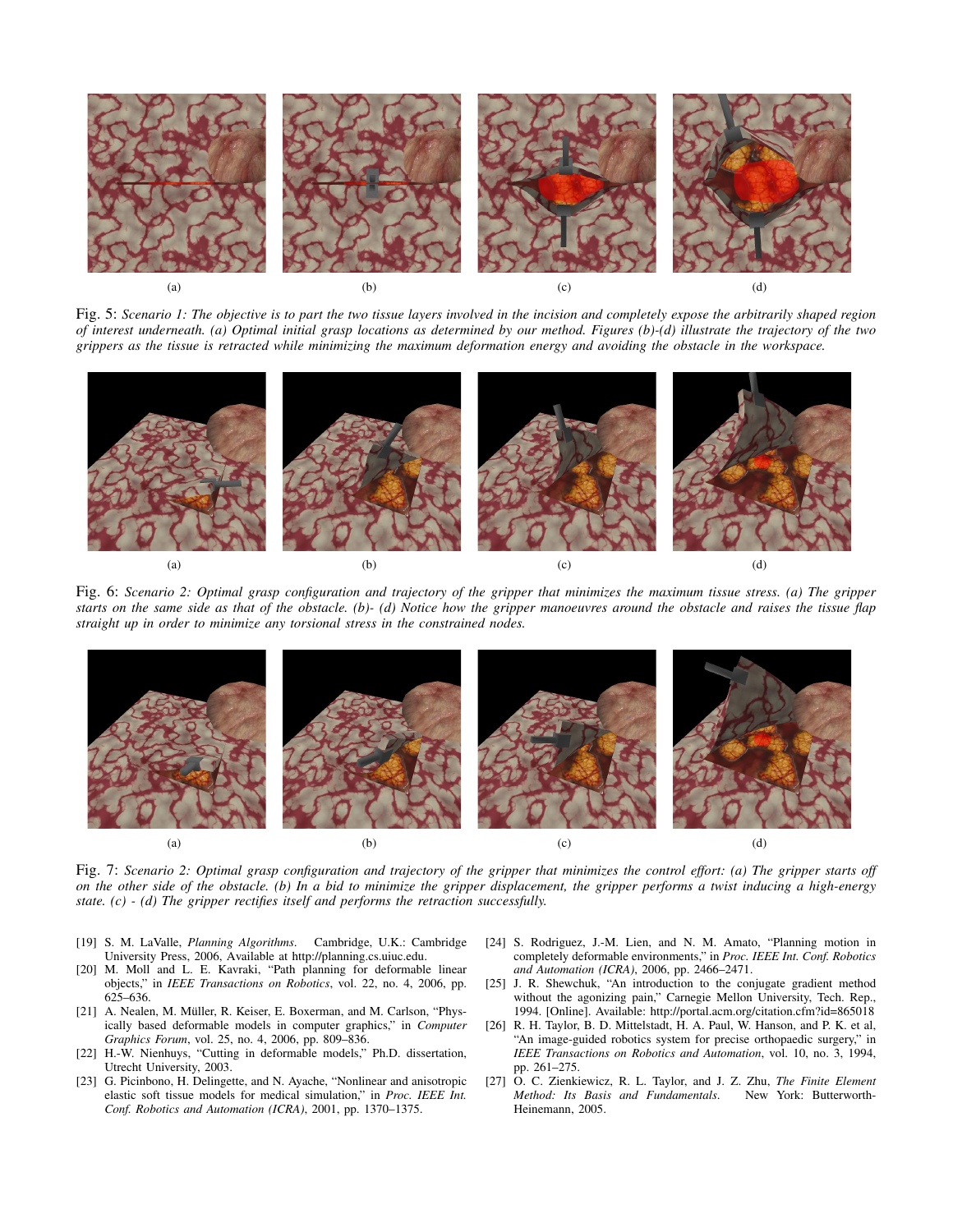(a)

(b)

(c)

(d)

Fig. 5: *Scenario 1: The objective is to part the two tissue layers involved in the incision and completely expose the arbitrarily shaped region of interest underneath. (a) Optimal initial grasp locations as determined by our method. Figures (b)-(d) illustrate the trajectory of the two grippers as the tissue is retracted while minimizing the maximum deformation energy and avoiding the obstacle in the workspace.*

(a)

(b)

(c)

(d)

Fig. 6: *Scenario 2: Optimal grasp configuration and trajectory of the gripper that minimizes the maximum tissue stress. (a) The gripper starts on the same side as that of the obstacle. (b)- (d) Notice how the gripper manoeuvres around the obstacle and raises the tissue flap straight up in order to minimize any torsional stress in the constrained nodes.*

(a)

(b)

(c)

(d)

Fig. 7: *Scenario 2: Optimal grasp configuration and trajectory of the gripper that minimizes the control effort: (a) The gripper starts off on the other side of the obstacle. (b) In a bid to minimize the gripper displacement, the gripper performs a twist inducing a high-energy state. (c) - (d) The gripper rectifies itself and performs the retraction successfully.*

[19] S. M. LaValle, *Planning Algorithms*. Cambridge, U.K.: Cambridge University Press, 2006, Available at http://planning.cs.uiuc.edu.

[20] M. Moll and L. E. Kavraki, "Path planning for deformable linear objects," in *IEEE Transactions on Robotics*, vol. 22, no. 4, 2006, pp. 625–636.

[21] A. Nealen, M. Müller, R. Keiser, E. Boxerman, and M. Carlson, "Physically based deformable models in computer graphics," in *Computer Graphics Forum*, vol. 25, no. 4, 2006, pp. 809–836.

[22] H.-W. Nienhuys, "Cutting in deformable models," Ph.D. dissertation, Utrecht University, 2003.

[23] G. Picinbono, H. Delingette, and N. Ayache, "Nonlinear and anisotropic elastic soft tissue models for medical simulation," in *Proc. IEEE Int. Conf. Robotics and Automation (ICRA)*, 2001, pp. 1370–1375.

[24] S. Rodriguez, J.-M. Lien, and N. M. Amato, "Planning motion in completely deformable environments," in *Proc. IEEE Int. Conf. Robotics and Automation (ICRA)*, 2006, pp. 2466–2471.

[25] J. R. Shewchuk, "An introduction to the conjugate gradient method without the agonizing pain," Carnegie Mellon University, Tech. Rep., 1994. [Online]. Available: http://portal.acm.org/citation.cfm?id=865018

[26] R. H. Taylor, B. D. Mittelstadt, H. A. Paul, W. Hanson, and P. K. et al, "An image-guided robotics system for precise orthopaedic surgery," in *IEEE Transactions on Robotics and Automation*, vol. 10, no. 3, 1994, pp. 261–275.

[27] O. C. Zienkiewicz, R. L. Taylor, and J. Z. Zhu, *The Finite Element Method: Its Basis and Fundamentals*. New York: Butterworth-Heinemann, 2005.